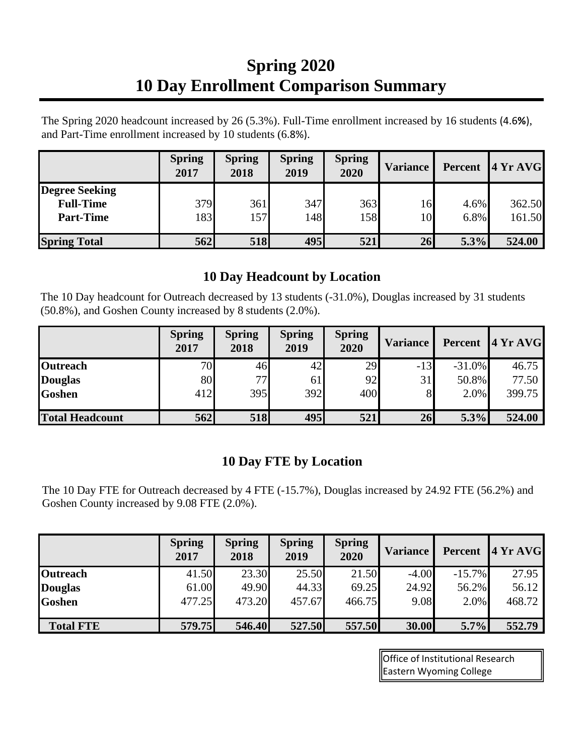# Spring 2020
# 10 Day Enrollment Comparison Summary

The Spring 2020 headcount increased by 26 (5.3%). Full-Time enrollment increased by 16 students (4.6%), and Part-Time enrollment increased by 10 students (6.8%).

| | Spring 2017 | Spring 2018 | Spring 2019 | Spring 2020 | Variance | Percent | 4 Yr AVG |
|---|---|---|---|---|---|---|---|
| **Degree Seeking** | | | | | | | |
| **Full-Time** | 379 | 361 | 347 | 363 | 16 | 4.6% | 362.50 |
| **Part-Time** | 183 | 157 | 148 | 158 | 10 | 6.8% | 161.50 |
| **Spring Total** | **562** | **518** | **495** | **521** | **26** | **5.3%** | **524.00** |

## 10 Day Headcount by Location

The 10 Day headcount for Outreach decreased by 13 students (-31.0%), Douglas increased by 31 students (50.8%), and Goshen County increased by 8 students (2.0%).

| | Spring 2017 | Spring 2018 | Spring 2019 | Spring 2020 | Variance | Percent | 4 Yr AVG |
|---|---|---|---|---|---|---|---|
| **Outreach** | 70 | 46 | 42 | 29 | -13 | -31.0% | 46.75 |
| **Douglas** | 80 | 77 | 61 | 92 | 31 | 50.8% | 77.50 |
| **Goshen** | 412 | 395 | 392 | 400 | 8 | 2.0% | 399.75 |
| **Total Headcount** | **562** | **518** | **495** | **521** | **26** | **5.3%** | **524.00** |

## 10 Day FTE by Location

The 10 Day FTE for Outreach decreased by 4 FTE (-15.7%), Douglas increased by 24.92 FTE (56.2%) and Goshen County increased by 9.08 FTE (2.0%).

| | Spring 2017 | Spring 2018 | Spring 2019 | Spring 2020 | Variance | Percent | 4 Yr AVG |
|---|---|---|---|---|---|---|---|
| **Outreach** | 41.50 | 23.30 | 25.50 | 21.50 | -4.00 | -15.7% | 27.95 |
| **Douglas** | 61.00 | 49.90 | 44.33 | 69.25 | 24.92 | 56.2% | 56.12 |
| **Goshen** | 477.25 | 473.20 | 457.67 | 466.75 | 9.08 | 2.0% | 468.72 |
| **Total FTE** | **579.75** | **546.40** | **527.50** | **557.50** | **30.00** | **5.7%** | **552.79** |

Office of Institutional Research
Eastern Wyoming College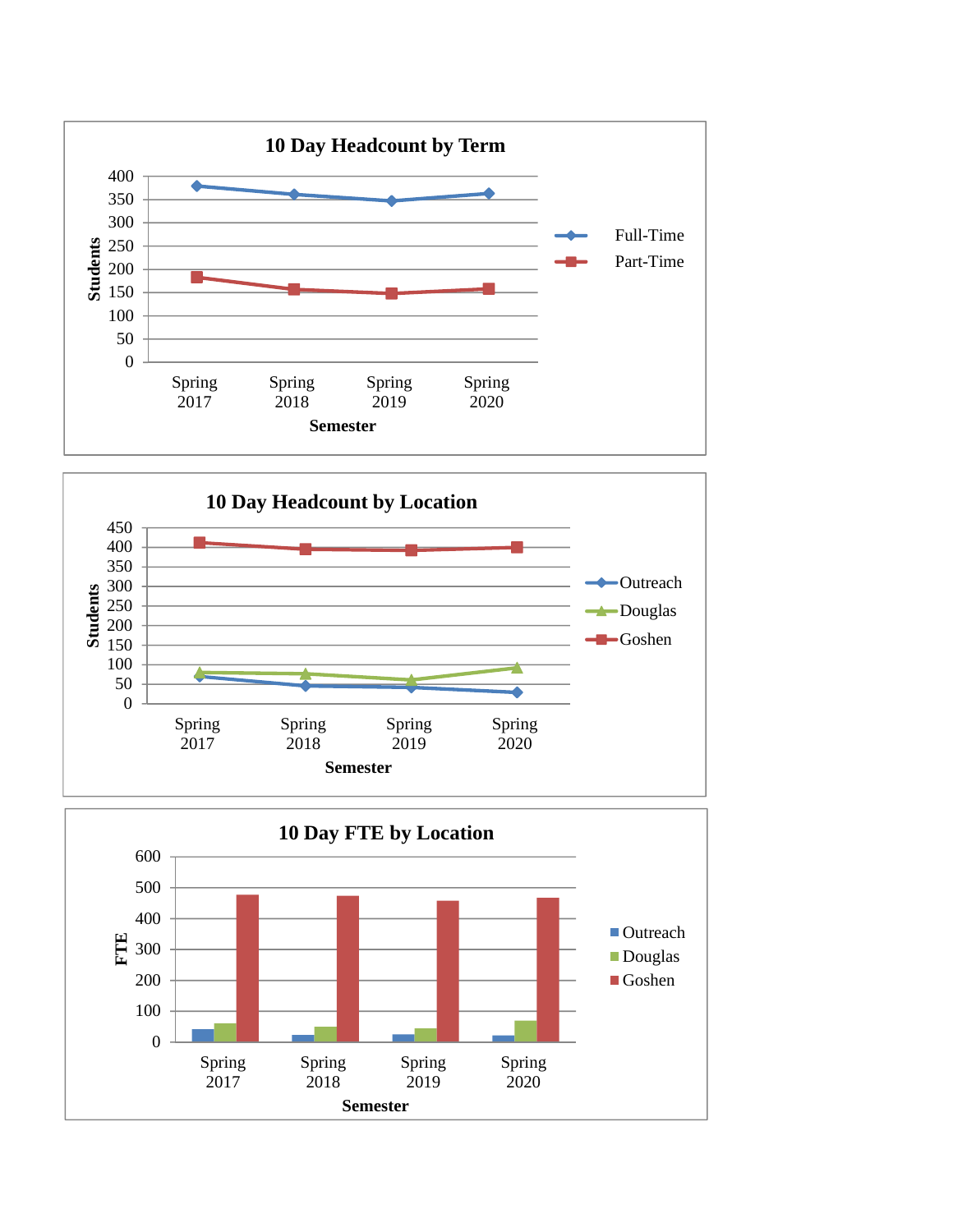10 Day Headcount by Term

Students

400
350
300
250
200
150
100
50
0

Spring 2017
Spring 2018
Spring 2019
Spring 2020

Semester

Full-Time
Part-Time

10 Day Headcount by Location

Students

450
400
350
300
250
200
150
100
50
0

Spring 2017
Spring 2018
Spring 2019
Spring 2020

Semester

Outreach
Douglas
Goshen

10 Day FTE by Location

FTE

600
500
400
300
200
100
0

Spring 2017
Spring 2018
Spring 2019
Spring 2020

Semester

Outreach
Douglas
Goshen